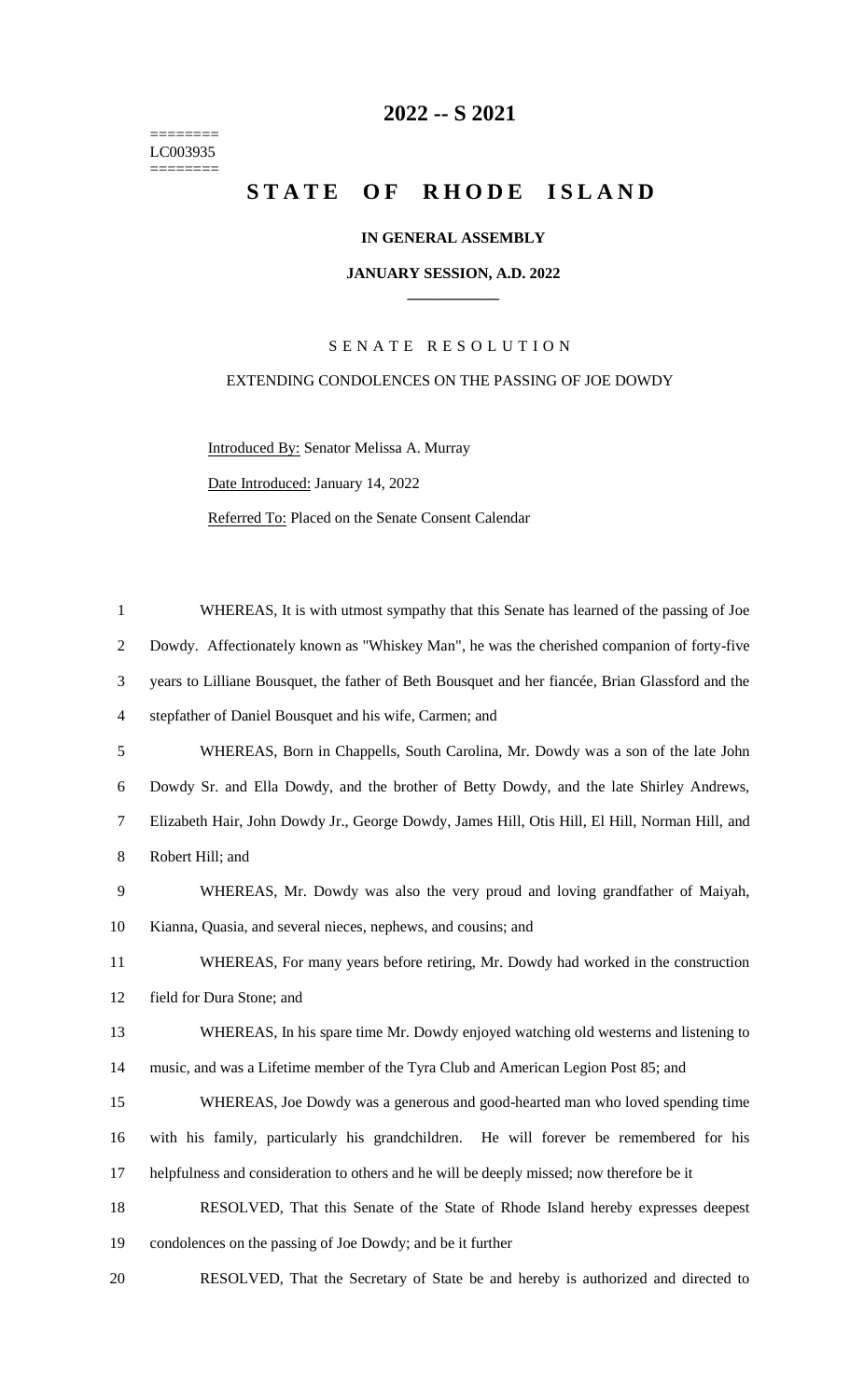========
LC003935
========

# 2022 -- S 2021

# STATE OF RHODE ISLAND

**IN GENERAL ASSEMBLY**

**JANUARY SESSION, A.D. 2022**

SENATE RESOLUTION

EXTENDING CONDOLENCES ON THE PASSING OF JOE DOWDY

Introduced By: Senator Melissa A. Murray

Date Introduced: January 14, 2022

Referred To: Placed on the Senate Consent Calendar

WHEREAS, It is with utmost sympathy that this Senate has learned of the passing of Joe Dowdy. Affectionately known as "Whiskey Man", he was the cherished companion of forty-five years to Lilliane Bousquet, the father of Beth Bousquet and her fiancée, Brian Glassford and the stepfather of Daniel Bousquet and his wife, Carmen; and

WHEREAS, Born in Chappells, South Carolina, Mr. Dowdy was a son of the late John Dowdy Sr. and Ella Dowdy, and the brother of Betty Dowdy, and the late Shirley Andrews, Elizabeth Hair, John Dowdy Jr., George Dowdy, James Hill, Otis Hill, El Hill, Norman Hill, and Robert Hill; and

WHEREAS, Mr. Dowdy was also the very proud and loving grandfather of Maiyah, Kianna, Quasia, and several nieces, nephews, and cousins; and

WHEREAS, For many years before retiring, Mr. Dowdy had worked in the construction field for Dura Stone; and

WHEREAS, In his spare time Mr. Dowdy enjoyed watching old westerns and listening to music, and was a Lifetime member of the Tyra Club and American Legion Post 85; and

WHEREAS, Joe Dowdy was a generous and good-hearted man who loved spending time with his family, particularly his grandchildren. He will forever be remembered for his helpfulness and consideration to others and he will be deeply missed; now therefore be it

RESOLVED, That this Senate of the State of Rhode Island hereby expresses deepest condolences on the passing of Joe Dowdy; and be it further

RESOLVED, That the Secretary of State be and hereby is authorized and directed to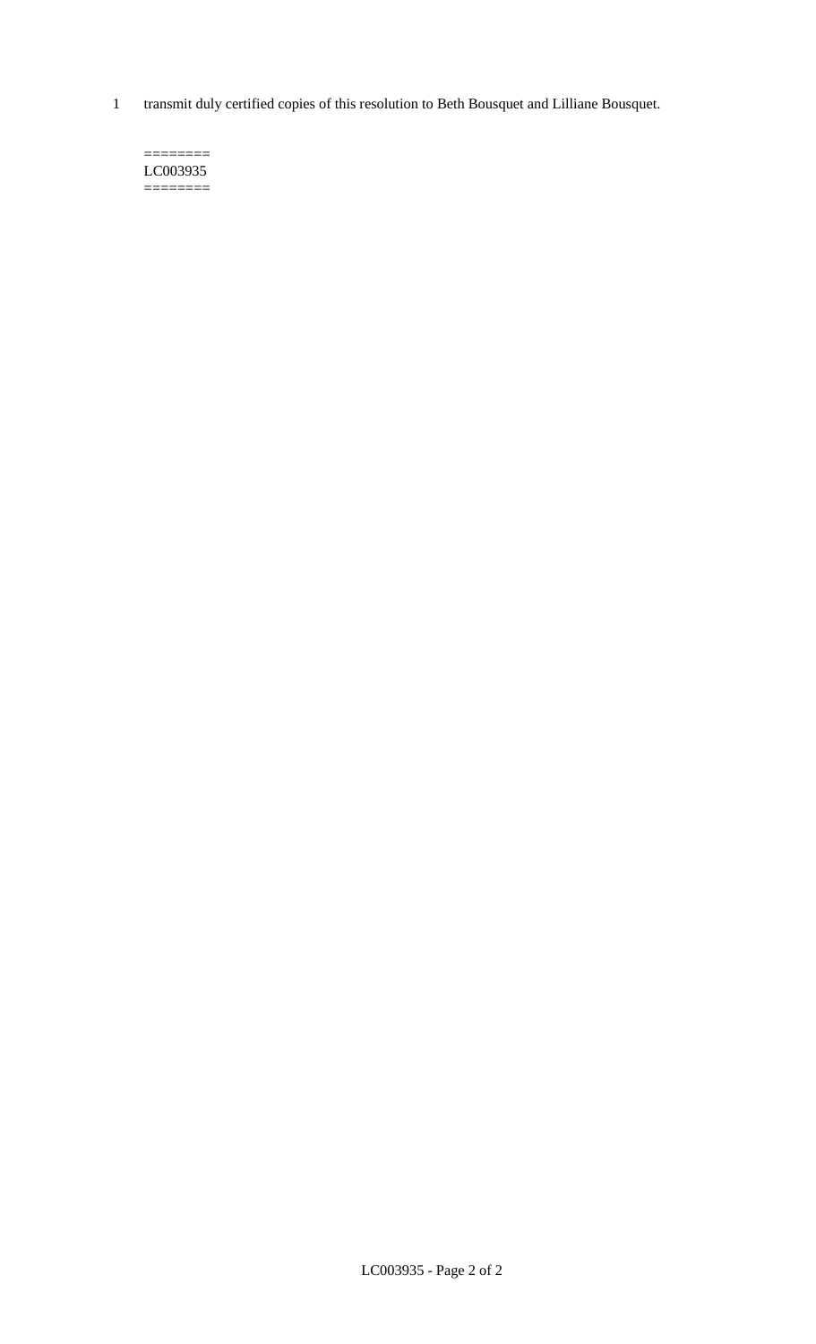1 transmit duly certified copies of this resolution to Beth Bousquet and Lilliane Bousquet.

========
LC003935
========